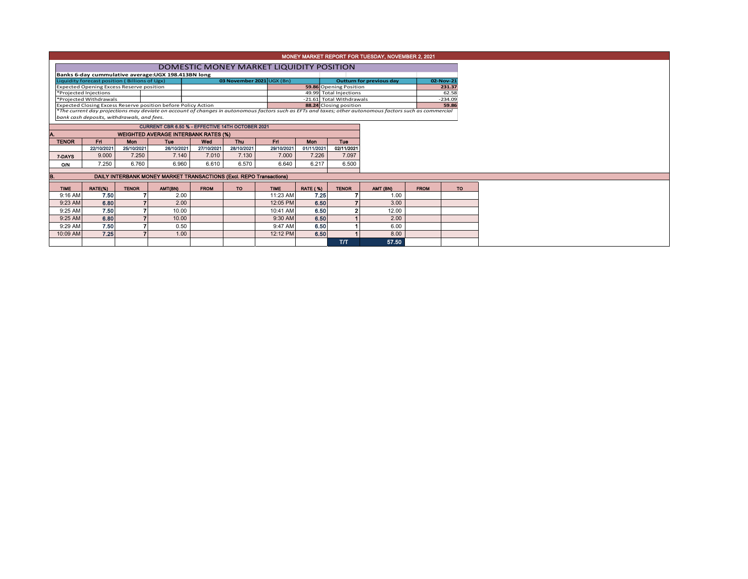# MONEY MARKET REPORT FOR TUESDAY, NOVEMBER 2, 2021

## DOMESTIC MONEY MARKET LIQUIDITY POSITION

**Banks 6-day cummulative average:UGX 198.413BN long**

| Liquidity forecast position ( Billions of Ugx) | 03 November 2021 UGX (Bn) | Outturn for previous day | 02-Nov-21 |
|---|---|---|---|
| Expected Opening Excess Reserve position | 59.86 | Opening Position | 231.37 |
| *Projected Injections | 49.99 | Total Injections | 62.58 |
| *Projected Withdrawals | -21.61 | Total Withdrawals | -234.09 |
| Expected Closing Excess Reserve position before Policy Action | 88.24 | Closing position | 59.86 |

*The current day projections may deviate on account of changes in autonomous factors such as EFTs and taxes; other autonomous factors such as commercial bank cash deposits, withdrawals, and fees.

### CURRENT CBR 6.50 % - EFFECTIVE 14TH OCTOBER 2021

### A. WEIGHTED AVERAGE INTERBANK RATES (%)

| TENOR | Fri | Mon | Tue | Wed | Thu | Fri | Mon | Tue |
|---|---|---|---|---|---|---|---|---|
| | 22/10/2021 | 25/10/2021 | 26/10/2021 | 27/10/2021 | 28/10/2021 | 29/10/2021 | 01/11/2021 | 02/11/2021 |
| 7-DAYS | 9.000 | 7.250 | 7.140 | 7.010 | 7.130 | 7.000 | 7.226 | 7.097 |
| O/N | 7.250 | 6.760 | 6.960 | 6.610 | 6.570 | 6.640 | 6.217 | 6.500 |

### B. DAILY INTERBANK MONEY MARKET TRANSACTIONS (Excl. REPO Transactions)

| TIME | RATE(%) | TENOR | AMT(BN) | FROM | TO | TIME | RATE ( %) | TENOR | AMT (BN) | FROM | TO |
|---|---|---|---|---|---|---|---|---|---|---|---|
| 9:16 AM | 7.50 | 7 | 2.00 | | | 11:23 AM | 7.25 | 7 | 1.00 | | |
| 9:23 AM | 6.80 | 7 | 2.00 | | | 12:05 PM | 6.50 | 7 | 3.00 | | |
| 9:25 AM | 7.50 | 7 | 10.00 | | | 10:41 AM | 6.50 | 2 | 12.00 | | |
| 9:25 AM | 6.80 | 7 | 10.00 | | | 9:30 AM | 6.50 | 1 | 2.00 | | |
| 9:29 AM | 7.50 | 7 | 0.50 | | | 9:47 AM | 6.50 | 1 | 6.00 | | |
| 10:09 AM | 7.25 | 7 | 1.00 | | | 12:12 PM | 6.50 | 1 | 8.00 | | |
| | | | | | | | | T/T | 57.50 | | |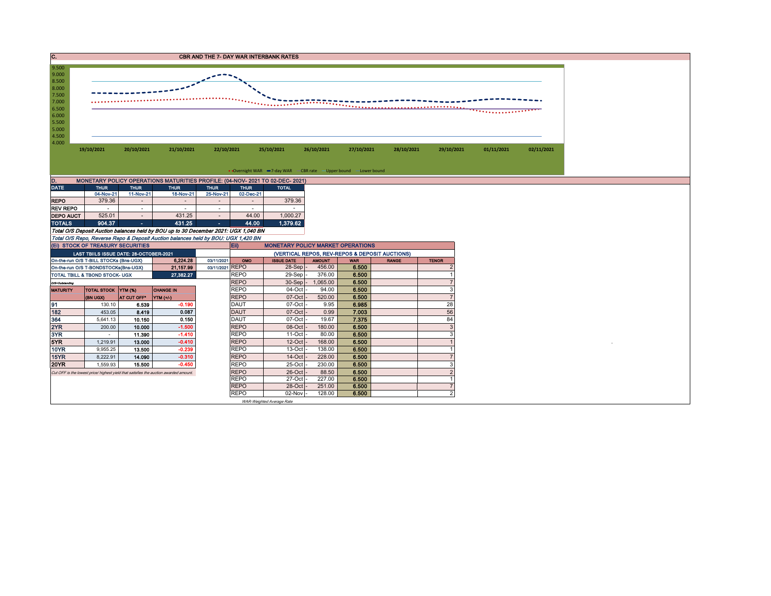## C. CBR AND THE 7- DAY WAR INTERBANK RATES

9.500
9.000
8.500
8.000
7.500
7.000
6.500
6.000
5.500
5.000
4.500
4.000

19/10/2021 20/10/2021 21/10/2021 22/10/2021 25/10/2021 26/10/2021 27/10/2021 28/10/2021 29/10/2021 01/11/2021 02/11/2021

Overnight WAR — 7-day WAR — CBR rate — Upper bound — Lower bound

## D. MONETARY POLICY OPERATIONS MATURITIES PROFILE: (04-NOV- 2021 TO 02-DEC- 2021)

| DATE | THUR | THUR | THUR | THUR | THUR | TOTAL |
|---|---|---|---|---|---|---|
| | 04-Nov-21 | 11-Nov-21 | 18-Nov-21 | 25-Nov-21 | 02-Dec-21 | |
| REPO | 379.36 | - | - | - | - | 379.36 |
| REV REPO | - | - | - | - | - | - |
| DEPO AUCT | 525.01 | - | 431.25 | - | 44.00 | 1,000.27 |
| TOTALS | 904.37 | - | 431.25 | - | 44.00 | 1,379.62 |

*Total O/S Deposit Auction balances held by BOU up to 30 December 2021: UGX 1,040 BN*

*Total O/S Repo, Reverse Repo & Deposit Auction balances held by BOU: UGX 1,420 BN*

## (EI) STOCK OF TREASURY SECURITIES

| LAST TBIILS ISSUE DATE: 28-OCTOBER-2021 | | |
|---|---|---|
| On-the-run O/S T-BILL STOCKs (Bns-UGX) | 6,224.28 | 03/11/2021 |
| On-the-run O/S T-BONDSTOCKs(Bns-UGX) | 21,157.99 | 03/11/2021 |
| TOTAL TBILL & TBOND STOCK- UGX | 27,382.27 | |

*O/S=Outstanding*

| MATURITY | TOTAL STOCK (BN UGX) | YTM (%) AT CUT OFF* | CHANGE IN YTM (+/-) |
|---|---|---|---|
| 91 | 130.10 | 6.539 | -0.190 |
| 182 | 453.05 | 8.419 | 0.087 |
| 364 | 5,641.13 | 10.150 | 0.150 |
| 2YR | 200.00 | 10.000 | -1.500 |
| 3YR | - | 11.390 | -1.410 |
| 5YR | 1,219.91 | 13.000 | -0.410 |
| 10YR | 9,955.25 | 13.500 | -0.239 |
| 15YR | 8,222.91 | 14.090 | -0.310 |
| 20YR | 1,559.93 | 15.500 | -0.450 |

*Cut OFF is the lowest price/ highest yield that satisfies the auction awarded amount.*

## Eii) MONETARY POLICY MARKET OPERATIONS

(VERTICAL REPOS, REV-REPOS & DEPOSIT AUCTIONS)

| OMO | ISSUE DATE | AMOUNT | WAR | RANGE | TENOR |
|---|---|---|---|---|---|
| REPO | 28-Sep - | 456.00 | 6.500 | | 2 |
| REPO | 29-Sep - | 376.00 | 6.500 | | 1 |
| REPO | 30-Sep - | 1,065.00 | 6.500 | | 7 |
| REPO | 04-Oct - | 94.00 | 6.500 | | 3 |
| REPO | 07-Oct - | 520.00 | 6.500 | | 7 |
| DAUT | 07-Oct - | 9.95 | 6.985 | | 28 |
| DAUT | 07-Oct - | 0.99 | 7.003 | | 56 |
| DAUT | 07-Oct - | 19.67 | 7.375 | | 84 |
| REPO | 08-Oct - | 180.00 | 6.500 | | 3 |
| REPO | 11-Oct - | 80.00 | 6.500 | | 3 |
| REPO | 12-Oct - | 168.00 | 6.500 | | 1 |
| REPO | 13-Oct - | 138.00 | 6.500 | | 1 |
| REPO | 14-Oct - | 228.00 | 6.500 | | 7 |
| REPO | 25-Oct - | 230.00 | 6.500 | | 3 |
| REPO | 26-Oct - | 88.50 | 6.500 | | 2 |
| REPO | 27-Oct - | 227.00 | 6.500 | | 1 |
| REPO | 28-Oct - | 251.00 | 6.500 | | 7 |
| REPO | 02-Nov - | 128.00 | 6.500 | | 2 |

*WAR-Weighted Average Rate*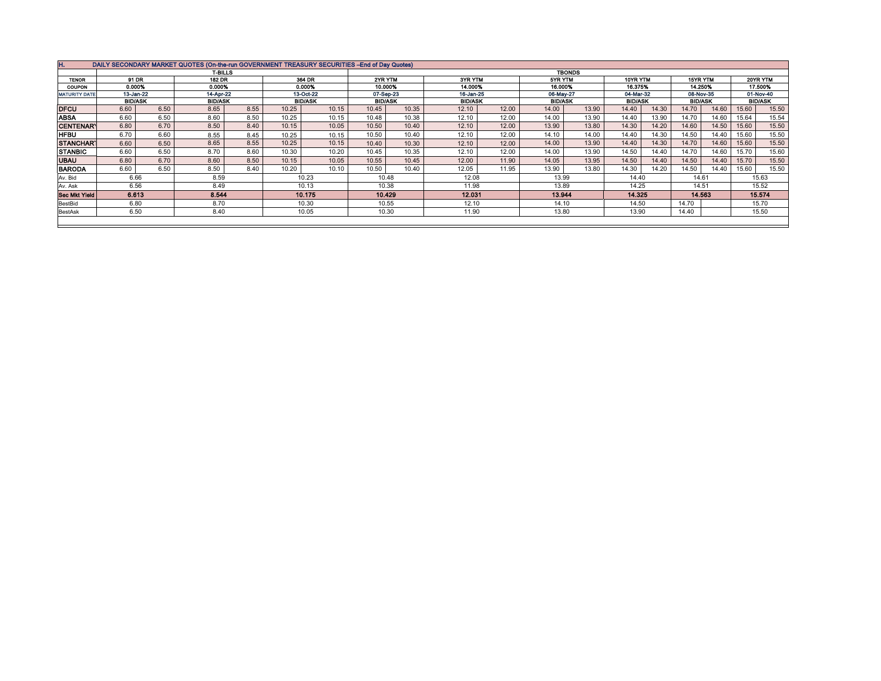**H. DAILY SECONDARY MARKET QUOTES (On-the-run GOVERNMENT TREASURY SECURITIES –End of Day Quotes)**

| | T-BILLS | | | | | | TBONDS | | | | | | | | | | | |
|---|---|---|---|---|---|---|---|---|---|---|---|---|---|---|---|---|---|---|
| TENOR | 91 DR | | 182 DR | | 364 DR | | 2YR YTM | | 3YR YTM | | 5YR YTM | | 10YR YTM | | 15YR YTM | | 20YR YTM | |
| COUPON | 0.000% | | 0.000% | | 0.000% | | 10.000% | | 14.000% | | 16.000% | | 16.375% | | 14.250% | | 17.500% | |
| MATURITY DATE | 13-Jan-22 | | 14-Apr-22 | | 13-Oct-22 | | 07-Sep-23 | | 16-Jan-25 | | 06-May-27 | | 04-Mar-32 | | 08-Nov-35 | | 01-Nov-40 | |
| | BID/ASK | | BID/ASK | | BID/ASK | | BID/ASK | | BID/ASK | | BID/ASK | | BID/ASK | | BID/ASK | | BID/ASK | |
| DFCU | 6.60 | 6.50 | 8.65 | 8.55 | 10.25 | 10.15 | 10.45 | 10.35 | 12.10 | 12.00 | 14.00 | 13.90 | 14.40 | 14.30 | 14.70 | 14.60 | 15.60 | 15.50 |
| ABSA | 6.60 | 6.50 | 8.60 | 8.50 | 10.25 | 10.15 | 10.48 | 10.38 | 12.10 | 12.00 | 14.00 | 13.90 | 14.40 | 13.90 | 14.70 | 14.60 | 15.64 | 15.54 |
| CENTENARY | 6.80 | 6.70 | 8.50 | 8.40 | 10.15 | 10.05 | 10.50 | 10.40 | 12.10 | 12.00 | 13.90 | 13.80 | 14.30 | 14.20 | 14.60 | 14.50 | 15.60 | 15.50 |
| HFBU | 6.70 | 6.60 | 8.55 | 8.45 | 10.25 | 10.15 | 10.50 | 10.40 | 12.10 | 12.00 | 14.10 | 14.00 | 14.40 | 14.30 | 14.50 | 14.40 | 15.60 | 15.50 |
| STANCHART | 6.60 | 6.50 | 8.65 | 8.55 | 10.25 | 10.15 | 10.40 | 10.30 | 12.10 | 12.00 | 14.00 | 13.90 | 14.40 | 14.30 | 14.70 | 14.60 | 15.60 | 15.50 |
| STANBIC | 6.60 | 6.50 | 8.70 | 8.60 | 10.30 | 10.20 | 10.45 | 10.35 | 12.10 | 12.00 | 14.00 | 13.90 | 14.50 | 14.40 | 14.70 | 14.60 | 15.70 | 15.60 |
| UBAU | 6.80 | 6.70 | 8.60 | 8.50 | 10.15 | 10.05 | 10.55 | 10.45 | 12.00 | 11.90 | 14.05 | 13.95 | 14.50 | 14.40 | 14.50 | 14.40 | 15.70 | 15.50 |
| BARODA | 6.60 | 6.50 | 8.50 | 8.40 | 10.20 | 10.10 | 10.50 | 10.40 | 12.05 | 11.95 | 13.90 | 13.80 | 14.30 | 14.20 | 14.50 | 14.40 | 15.60 | 15.50 |
| Av. Bid | 6.66 | | 8.59 | | 10.23 | | 10.48 | | 12.08 | | 13.99 | | 14.40 | | 14.61 | | 15.63 | |
| Av. Ask | 6.56 | | 8.49 | | 10.13 | | 10.38 | | 11.98 | | 13.89 | | 14.25 | | 14.51 | | 15.52 | |
| **Sec Mkt Yield** | **6.613** | | **8.544** | | **10.175** | | **10.429** | | **12.031** | | **13.944** | | **14.325** | | **14.563** | | **15.574** | |
| BestBid | 6.80 | | 8.70 | | 10.30 | | 10.55 | | 12.10 | | 14.10 | | 14.50 | | 14.70 | | 15.70 | |
| BestAsk | 6.50 | | 8.40 | | 10.05 | | 10.30 | | 11.90 | | 13.80 | | 13.90 | | 14.40 | | 15.50 | |